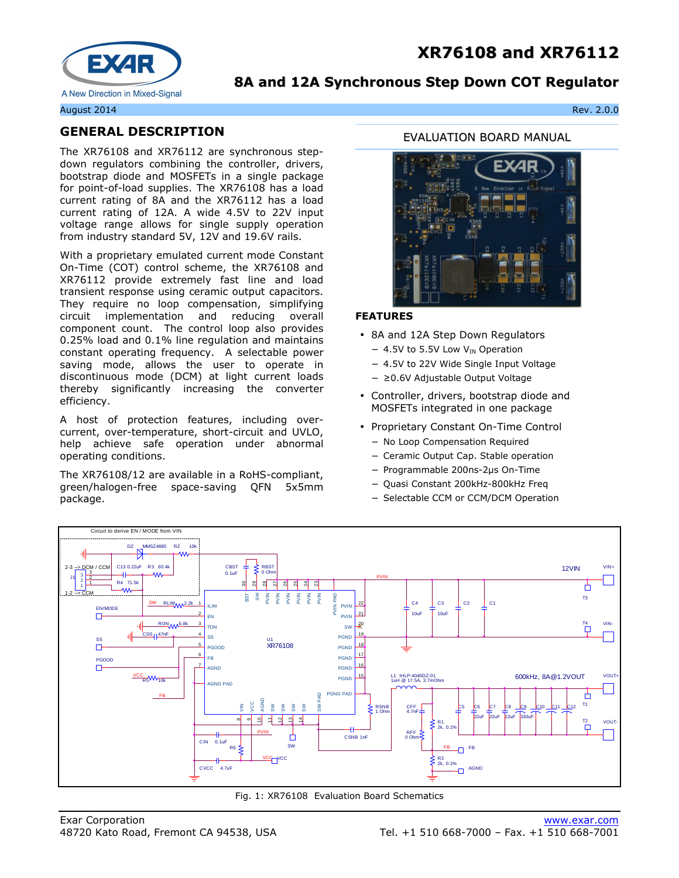# XR76108 and XR76112

## 8A and 12A Synchronous Step Down COT Regulator

August 2014 Rev. 2.0.0

## GENERAL DESCRIPTION

The XR76108 and XR76112 are synchronous step-down regulators combining the controller, drivers, bootstrap diode and MOSFETs in a single package for point-of-load supplies. The XR76108 has a load current rating of 8A and the XR76112 has a load current rating of 12A. A wide 4.5V to 22V input voltage range allows for single supply operation from industry standard 5V, 12V and 19.6V rails.

With a proprietary emulated current mode Constant On-Time (COT) control scheme, the XR76108 and XR76112 provide extremely fast line and load transient response using ceramic output capacitors. They require no loop compensation, simplifying circuit implementation and reducing overall component count. The control loop also provides 0.25% load and 0.1% line regulation and maintains constant operating frequency. A selectable power saving mode, allows the user to operate in discontinuous mode (DCM) at light current loads thereby significantly increasing the converter efficiency.

A host of protection features, including over-current, over-temperature, short-circuit and UVLO, help achieve safe operation under abnormal operating conditions.

The XR76108/12 are available in a RoHS-compliant, green/halogen-free space-saving QFN 5x5mm package.

EVALUATION BOARD MANUAL

## FEATURES

- 8A and 12A Step Down Regulators
  - 4.5V to 5.5V Low $V_{IN}$ Operation
  - 4.5V to 22V Wide Single Input Voltage
  - ≥0.6V Adjustable Output Voltage
- Controller, drivers, bootstrap diode and MOSFETs integrated in one package
- Proprietary Constant On-Time Control
  - No Loop Compensation Required
  - Ceramic Output Cap. Stable operation
  - Programmable 200ns-2µs On-Time
  - Quasi Constant 200kHz-800kHz Freq
  - Selectable CCM or CCM/DCM Operation

Fig. 1: XR76108 Evaluation Board Schematics

Exar Corporation
48720 Kato Road, Fremont CA 94538, USA

www.exar.com
Tel. +1 510 668-7000 – Fax. +1 510 668-7001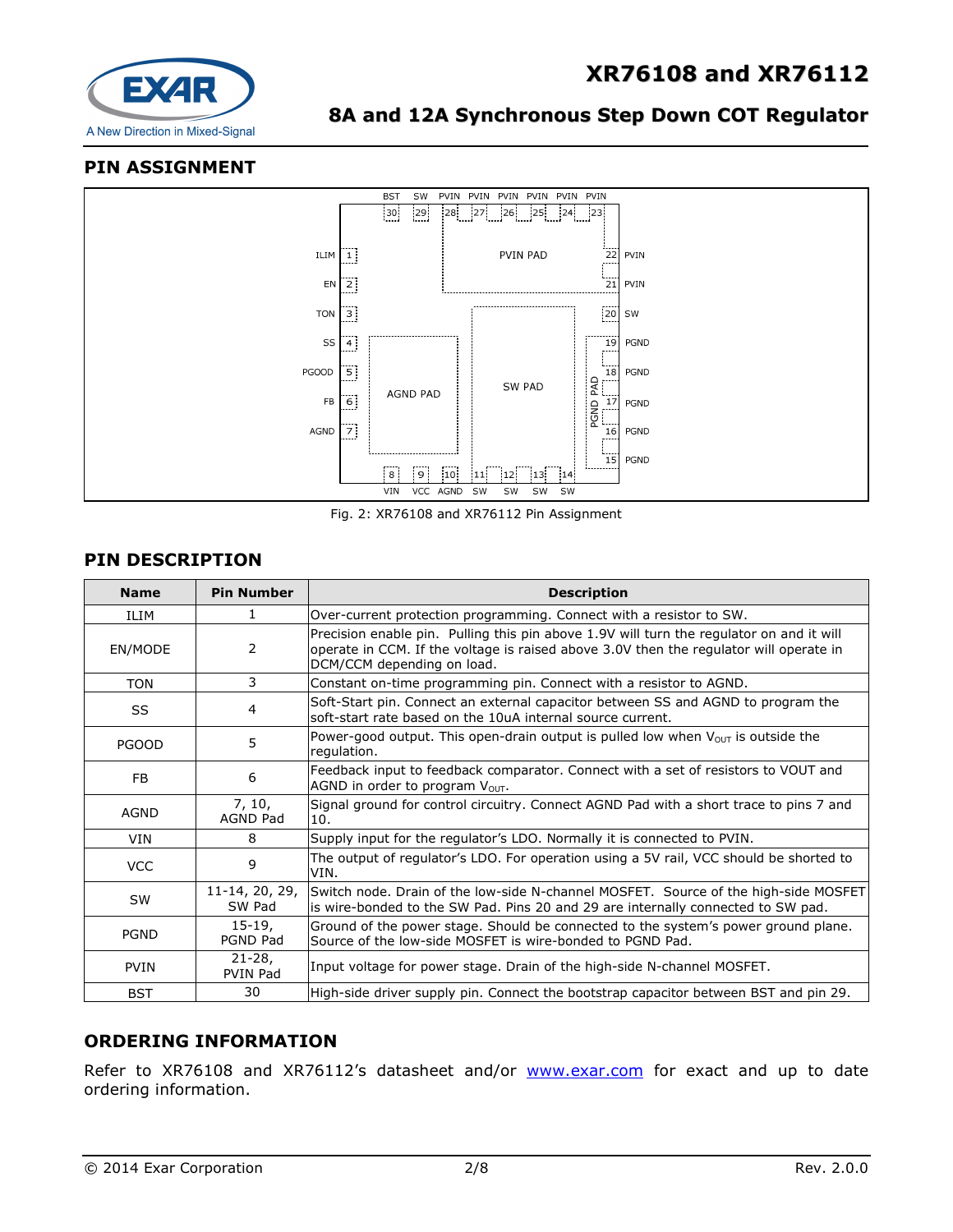## PIN ASSIGNMENT

Fig. 2: XR76108 and XR76112 Pin Assignment

## PIN DESCRIPTION

| Name | Pin Number | Description |
|---|---|---|
| ILIM | 1 | Over-current protection programming. Connect with a resistor to SW. |
| EN/MODE | 2 | Precision enable pin. Pulling this pin above 1.9V will turn the regulator on and it will operate in CCM. If the voltage is raised above 3.0V then the regulator will operate in DCM/CCM depending on load. |
| TON | 3 | Constant on-time programming pin. Connect with a resistor to AGND. |
| SS | 4 | Soft-Start pin. Connect an external capacitor between SS and AGND to program the soft-start rate based on the 10uA internal source current. |
| PGOOD | 5 | Power-good output. This open-drain output is pulled low when $V_{OUT}$ is outside the regulation. |
| FB | 6 | Feedback input to feedback comparator. Connect with a set of resistors to VOUT and AGND in order to program $V_{OUT}$. |
| AGND | 7, 10, AGND Pad | Signal ground for control circuitry. Connect AGND Pad with a short trace to pins 7 and 10. |
| VIN | 8 | Supply input for the regulator's LDO. Normally it is connected to PVIN. |
| VCC | 9 | The output of regulator's LDO. For operation using a 5V rail, VCC should be shorted to VIN. |
| SW | 11-14, 20, 29, SW Pad | Switch node. Drain of the low-side N-channel MOSFET. Source of the high-side MOSFET is wire-bonded to the SW Pad. Pins 20 and 29 are internally connected to SW pad. |
| PGND | 15-19, PGND Pad | Ground of the power stage. Should be connected to the system's power ground plane. Source of the low-side MOSFET is wire-bonded to PGND Pad. |
| PVIN | 21-28, PVIN Pad | Input voltage for power stage. Drain of the high-side N-channel MOSFET. |
| BST | 30 | High-side driver supply pin. Connect the bootstrap capacitor between BST and pin 29. |

## ORDERING INFORMATION

Refer to XR76108 and XR76112's datasheet and/or www.exar.com for exact and up to date ordering information.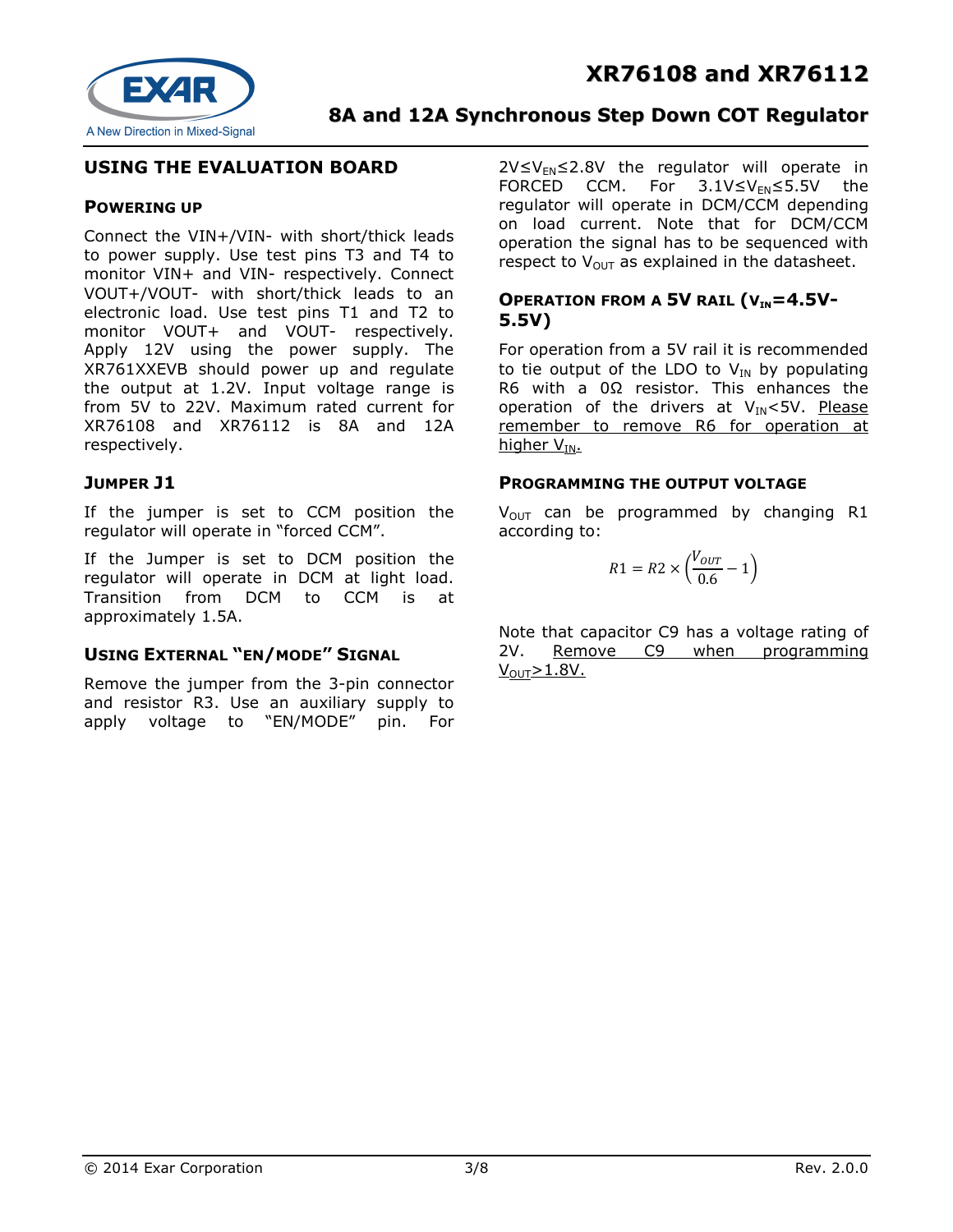## USING THE EVALUATION BOARD

### POWERING UP

Connect the VIN+/VIN- with short/thick leads to power supply. Use test pins T3 and T4 to monitor VIN+ and VIN- respectively. Connect VOUT+/VOUT- with short/thick leads to an electronic load. Use test pins T1 and T2 to monitor VOUT+ and VOUT- respectively. Apply 12V using the power supply. The XR761XXEVB should power up and regulate the output at 1.2V. Input voltage range is from 5V to 22V. Maximum rated current for XR76108 and XR76112 is 8A and 12A respectively.

### JUMPER J1

If the jumper is set to CCM position the regulator will operate in "forced CCM".

If the Jumper is set to DCM position the regulator will operate in DCM at light load. Transition from DCM to CCM is at approximately 1.5A.

### USING EXTERNAL "EN/MODE" SIGNAL

Remove the jumper from the 3-pin connector and resistor R3. Use an auxiliary supply to apply voltage to "EN/MODE" pin. For $2V \leq V_{EN} \leq 2.8V$ the regulator will operate in FORCED CCM. For $3.1V \leq V_{EN} \leq 5.5V$ the regulator will operate in DCM/CCM depending on load current. Note that for DCM/CCM operation the signal has to be sequenced with respect to $V_{OUT}$ as explained in the datasheet.

### OPERATION FROM A 5V RAIL ($V_{IN}$=4.5V-5.5V)

For operation from a 5V rail it is recommended to tie output of the LDO to $V_{IN}$ by populating R6 with a 0Ω resistor. This enhances the operation of the drivers at $V_{IN}$<5V. Please remember to remove R6 for operation at higher $V_{IN}$.

### PROGRAMMING THE OUTPUT VOLTAGE

$V_{OUT}$ can be programmed by changing R1 according to:

$$R1 = R2 \times \left(\frac{V_{OUT}}{0.6} - 1\right)$$

Note that capacitor C9 has a voltage rating of 2V. Remove C9 when programming $V_{OUT}$>1.8V.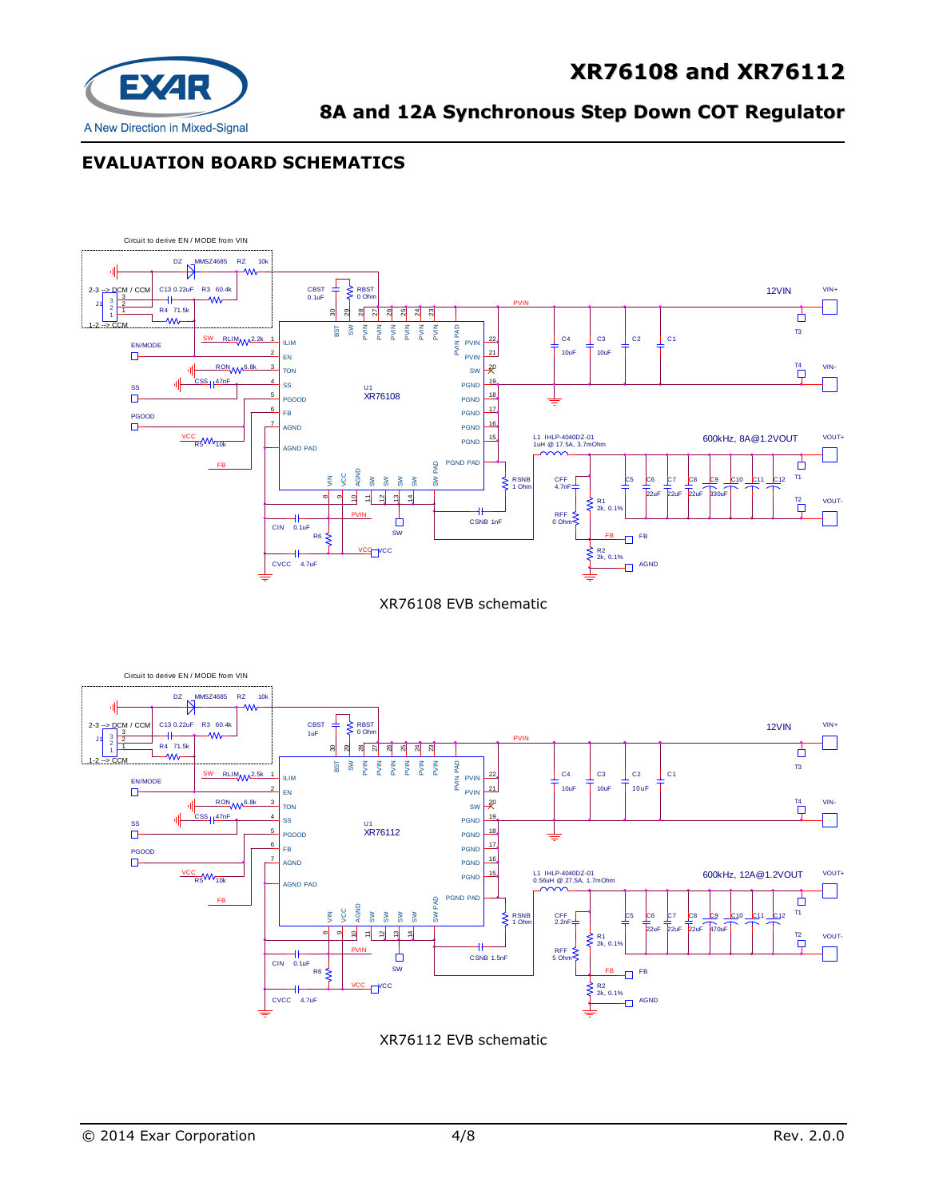## EVALUATION BOARD SCHEMATICS

XR76108 EVB schematic

XR76112 EVB schematic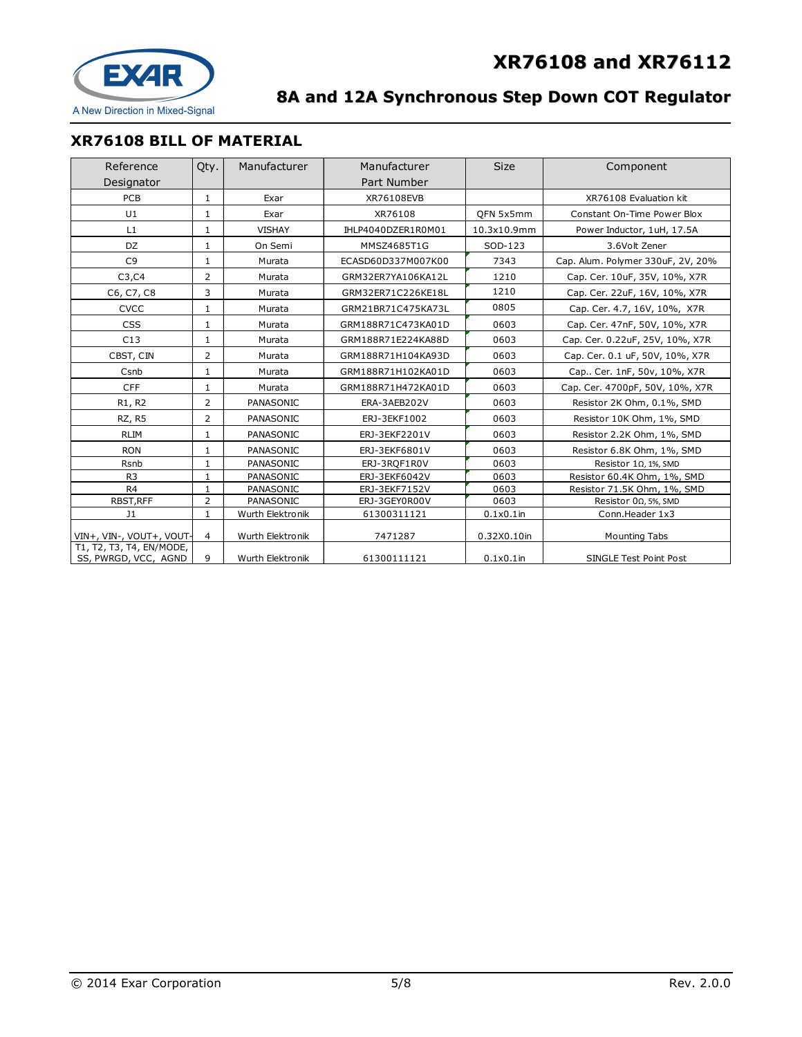## XR76108 BILL OF MATERIAL

| Reference Designator | Qty. | Manufacturer | Manufacturer Part Number | Size | Component |
|---|---|---|---|---|---|
| PCB | 1 | Exar | XR76108EVB | | XR76108 Evaluation kit |
| U1 | 1 | Exar | XR76108 | QFN 5x5mm | Constant On-Time Power Blox |
| L1 | 1 | VISHAY | IHLP4040DZER1R0M01 | 10.3x10.9mm | Power Inductor, 1uH, 17.5A |
| DZ | 1 | On Semi | MMSZ4685T1G | SOD-123 | 3.6Volt Zener |
| C9 | 1 | Murata | ECASD60D337M007K00 | 7343 | Cap. Alum. Polymer 330uF, 2V, 20% |
| C3,C4 | 2 | Murata | GRM32ER7YA106KA12L | 1210 | Cap. Cer. 10uF, 35V, 10%, X7R |
| C6, C7, C8 | 3 | Murata | GRM32ER71C226KE18L | 1210 | Cap. Cer. 22uF, 16V, 10%, X7R |
| CVCC | 1 | Murata | GRM21BR71C475KA73L | 0805 | Cap. Cer. 4.7, 16V, 10%, X7R |
| CSS | 1 | Murata | GRM188R71C473KA01D | 0603 | Cap. Cer. 47nF, 50V, 10%, X7R |
| C13 | 1 | Murata | GRM188R71E224KA88D | 0603 | Cap. Cer. 0.22uF, 25V, 10%, X7R |
| CBST, CIN | 2 | Murata | GRM188R71H104KA93D | 0603 | Cap. Cer. 0.1 uF, 50V, 10%, X7R |
| Csnb | 1 | Murata | GRM188R71H102KA01D | 0603 | Cap.. Cer. 1nF, 50v, 10%, X7R |
| CFF | 1 | Murata | GRM188R71H472KA01D | 0603 | Cap. Cer. 4700pF, 50V, 10%, X7R |
| R1, R2 | 2 | PANASONIC | ERA-3AEB202V | 0603 | Resistor 2K Ohm, 0.1%, SMD |
| RZ, R5 | 2 | PANASONIC | ERJ-3EKF1002 | 0603 | Resistor 10K Ohm, 1%, SMD |
| RLIM | 1 | PANASONIC | ERJ-3EKF2201V | 0603 | Resistor 2.2K Ohm, 1%, SMD |
| RON | 1 | PANASONIC | ERJ-3EKF6801V | 0603 | Resistor 6.8K Ohm, 1%, SMD |
| Rsnb | 1 | PANASONIC | ERJ-3RQF1R0V | 0603 | Resistor 1Ω, 1%, SMD |
| R3 | 1 | PANASONIC | ERJ-3EKF6042V | 0603 | Resistor 60.4K Ohm, 1%, SMD |
| R4 | 1 | PANASONIC | ERJ-3EKF7152V | 0603 | Resistor 71.5K Ohm, 1%, SMD |
| RBST,RFF | 2 | PANASONIC | ERJ-3GEY0R00V | 0603 | Resistor 0Ω, 5%, SMD |
| J1 | 1 | Wurth Elektronik | 61300311121 | 0.1x0.1in | Conn.Header 1x3 |
| VIN+, VIN-, VOUT+, VOUT- | 4 | Wurth Elektronik | 7471287 | 0.32X0.10in | Mounting Tabs |
| T1, T2, T3, T4, EN/MODE, SS, PWRGD, VCC, AGND | 9 | Wurth Elektronik | 61300111121 | 0.1x0.1in | SINGLE Test Point Post |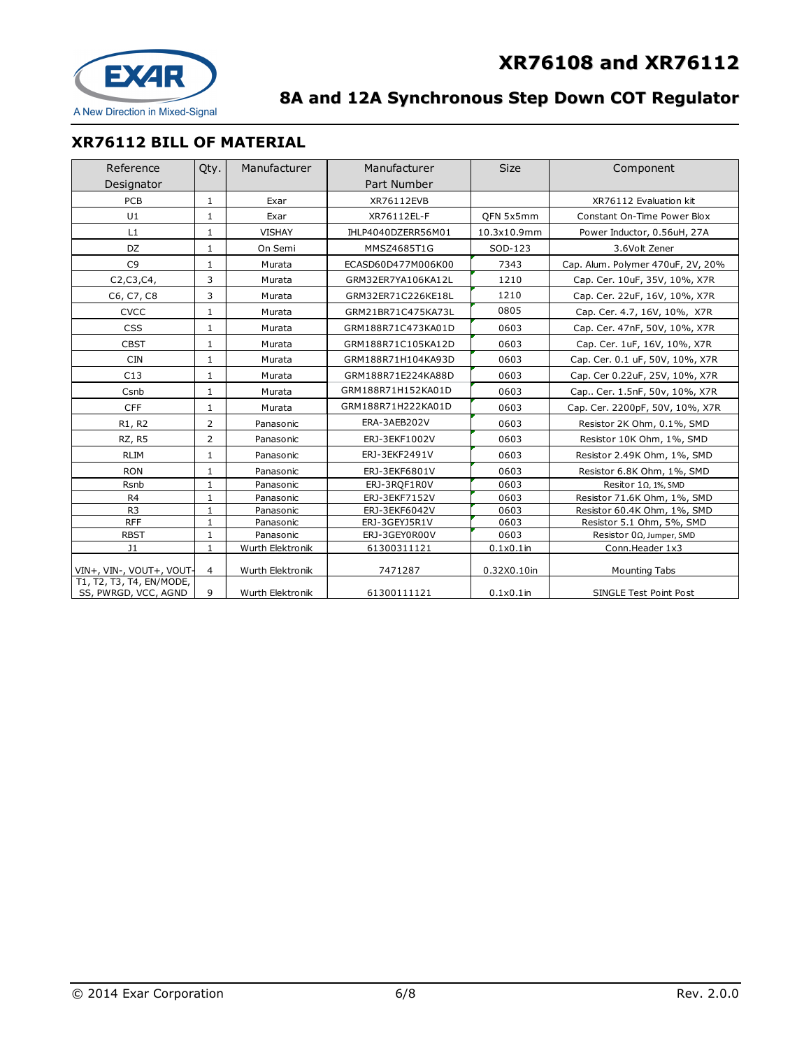## XR76112 BILL OF MATERIAL

| Reference Designator | Qty. | Manufacturer | Manufacturer Part Number | Size | Component |
|---|---|---|---|---|---|
| PCB | 1 | Exar | XR76112EVB | | XR76112 Evaluation kit |
| U1 | 1 | Exar | XR76112EL-F | QFN 5x5mm | Constant On-Time Power Blox |
| L1 | 1 | VISHAY | IHLP4040DZERR56M01 | 10.3x10.9mm | Power Inductor, 0.56uH, 27A |
| DZ | 1 | On Semi | MMSZ4685T1G | SOD-123 | 3.6Volt Zener |
| C9 | 1 | Murata | ECASD60D477M006K00 | 7343 | Cap. Alum. Polymer 470uF, 2V, 20% |
| C2,C3,C4, | 3 | Murata | GRM32ER7YA106KA12L | 1210 | Cap. Cer. 10uF, 35V, 10%, X7R |
| C6, C7, C8 | 3 | Murata | GRM32ER71C226KE18L | 1210 | Cap. Cer. 22uF, 16V, 10%, X7R |
| CVCC | 1 | Murata | GRM21BR71C475KA73L | 0805 | Cap. Cer. 4.7, 16V, 10%, X7R |
| CSS | 1 | Murata | GRM188R71C473KA01D | 0603 | Cap. Cer. 47nF, 50V, 10%, X7R |
| CBST | 1 | Murata | GRM188R71C105KA12D | 0603 | Cap. Cer. 1uF, 16V, 10%, X7R |
| CIN | 1 | Murata | GRM188R71H104KA93D | 0603 | Cap. Cer. 0.1 uF, 50V, 10%, X7R |
| C13 | 1 | Murata | GRM188R71E224KA88D | 0603 | Cap. Cer 0.22uF, 25V, 10%, X7R |
| Csnb | 1 | Murata | GRM188R71H152KA01D | 0603 | Cap.. Cer. 1.5nF, 50v, 10%, X7R |
| CFF | 1 | Murata | GRM188R71H222KA01D | 0603 | Cap. Cer. 2200pF, 50V, 10%, X7R |
| R1, R2 | 2 | Panasonic | ERA-3AEB202V | 0603 | Resistor 2K Ohm, 0.1%, SMD |
| RZ, R5 | 2 | Panasonic | ERJ-3EKF1002V | 0603 | Resistor 10K Ohm, 1%, SMD |
| RLIM | 1 | Panasonic | ERJ-3EKF2491V | 0603 | Resistor 2.49K Ohm, 1%, SMD |
| RON | 1 | Panasonic | ERJ-3EKF6801V | 0603 | Resistor 6.8K Ohm, 1%, SMD |
| Rsnb | 1 | Panasonic | ERJ-3RQF1R0V | 0603 | Resitor 1Ω, 1%, SMD |
| R4 | 1 | Panasonic | ERJ-3EKF7152V | 0603 | Resistor 71.6K Ohm, 1%, SMD |
| R3 | 1 | Panasonic | ERJ-3EKF6042V | 0603 | Resistor 60.4K Ohm, 1%, SMD |
| RFF | 1 | Panasonic | ERJ-3GEYJ5R1V | 0603 | Resistor 5.1 Ohm, 5%, SMD |
| RBST | 1 | Panasonic | ERJ-3GEY0R00V | 0603 | Resistor 0Ω, Jumper, SMD |
| J1 | 1 | Wurth Elektronik | 61300311121 | 0.1x0.1in | Conn.Header 1x3 |
| VIN+, VIN-, VOUT+, VOUT- | 4 | Wurth Elektronik | 7471287 | 0.32X0.10in | Mounting Tabs |
| T1, T2, T3, T4, EN/MODE, SS, PWRGD, VCC, AGND | 9 | Wurth Elektronik | 61300111121 | 0.1x0.1in | SINGLE Test Point Post |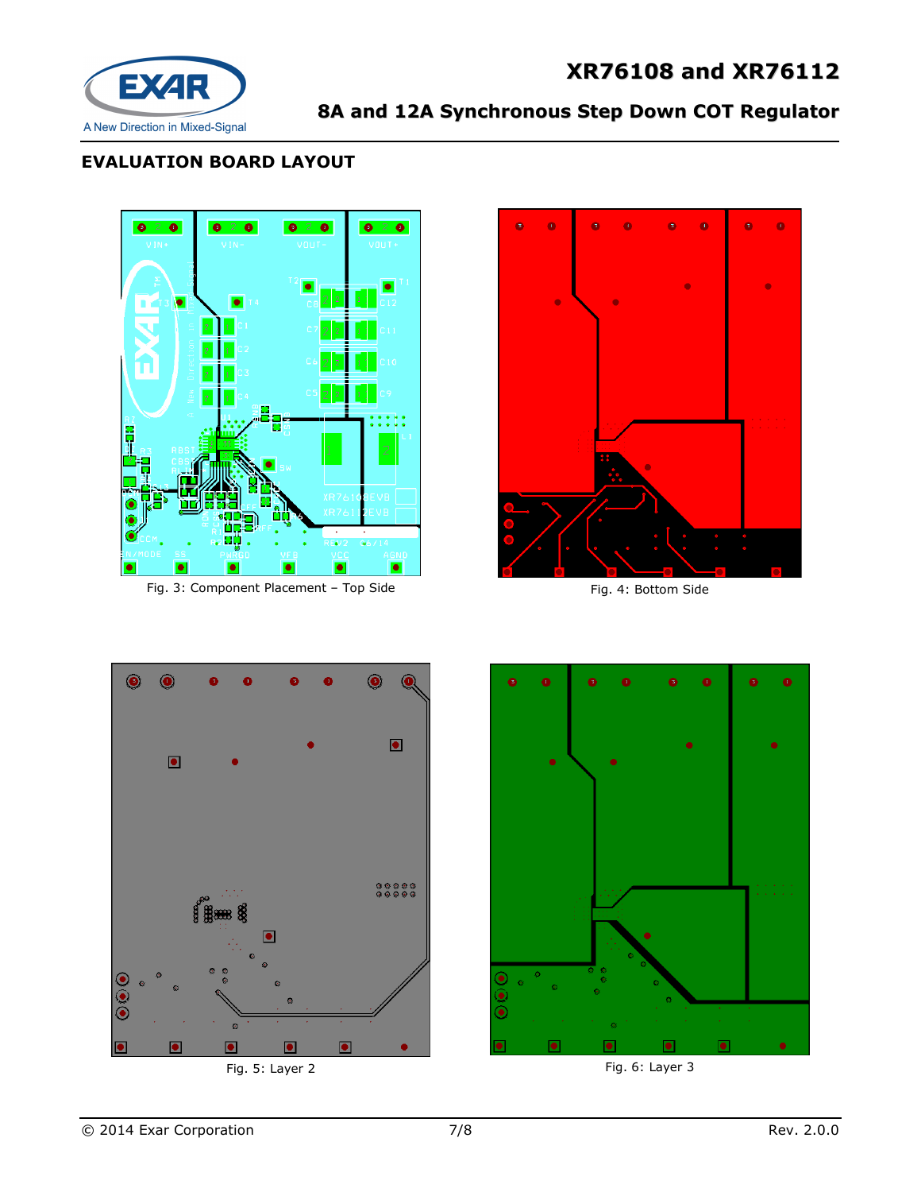## EVALUATION BOARD LAYOUT

Fig. 3: Component Placement – Top Side

Fig. 4: Bottom Side

Fig. 5: Layer 2

Fig. 6: Layer 3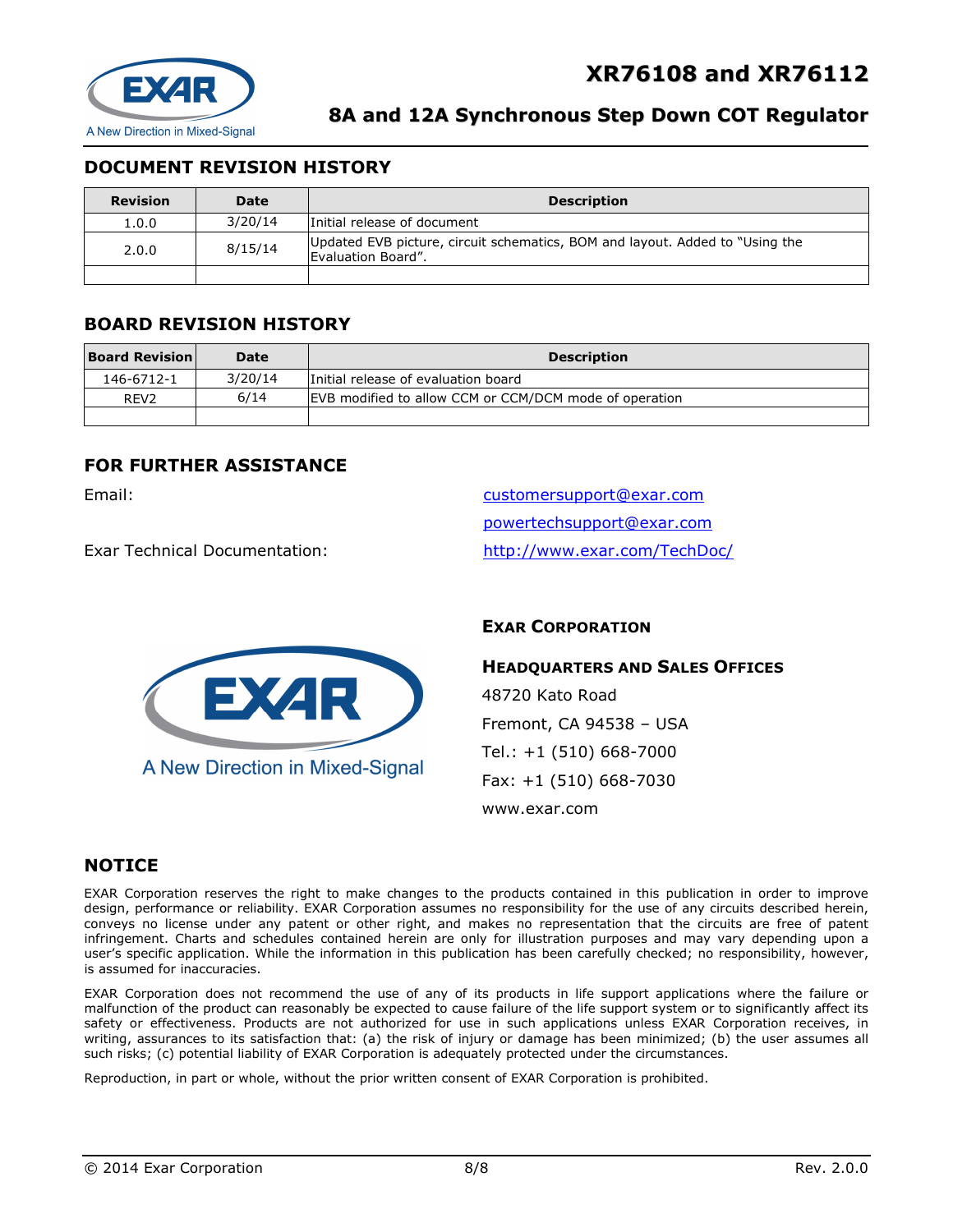## DOCUMENT REVISION HISTORY

| Revision | Date | Description |
|---|---|---|
| 1.0.0 | 3/20/14 | Initial release of document |
| 2.0.0 | 8/15/14 | Updated EVB picture, circuit schematics, BOM and layout. Added to "Using the Evaluation Board". |
| | | |

## BOARD REVISION HISTORY

| Board Revision | Date | Description |
|---|---|---|
| 146-6712-1 | 3/20/14 | Initial release of evaluation board |
| REV2 | 6/14 | EVB modified to allow CCM or CCM/DCM mode of operation |
| | | |

## FOR FURTHER ASSISTANCE

Email: customersupport@exar.com

powertechsupport@exar.com

Exar Technical Documentation: http://www.exar.com/TechDoc/

**EXAR CORPORATION**

**HEADQUARTERS AND SALES OFFICES**

48720 Kato Road

Fremont, CA 94538 – USA

Tel.: +1 (510) 668-7000

Fax: +1 (510) 668-7030

www.exar.com

## NOTICE

EXAR Corporation reserves the right to make changes to the products contained in this publication in order to improve design, performance or reliability. EXAR Corporation assumes no responsibility for the use of any circuits described herein, conveys no license under any patent or other right, and makes no representation that the circuits are free of patent infringement. Charts and schedules contained herein are only for illustration purposes and may vary depending upon a user's specific application. While the information in this publication has been carefully checked; no responsibility, however, is assumed for inaccuracies.

EXAR Corporation does not recommend the use of any of its products in life support applications where the failure or malfunction of the product can reasonably be expected to cause failure of the life support system or to significantly affect its safety or effectiveness. Products are not authorized for use in such applications unless EXAR Corporation receives, in writing, assurances to its satisfaction that: (a) the risk of injury or damage has been minimized; (b) the user assumes all such risks; (c) potential liability of EXAR Corporation is adequately protected under the circumstances.

Reproduction, in part or whole, without the prior written consent of EXAR Corporation is prohibited.